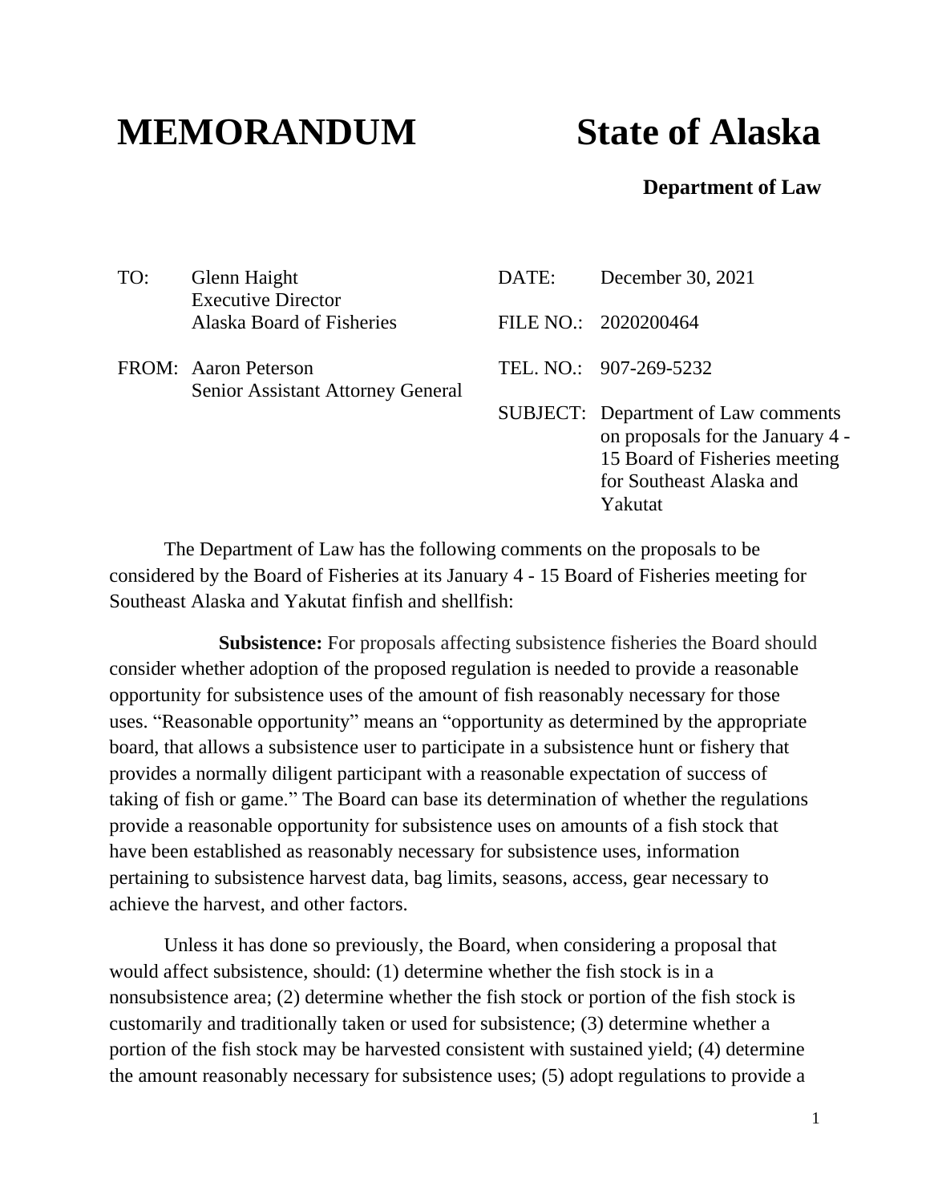# MEMORANDUM State of Alaska

**Department of Law**

TO: Glenn Haight
Executive Director
Alaska Board of Fisheries

FROM: Aaron Peterson
Senior Assistant Attorney General

DATE: December 30, 2021

FILE NO.: 2020200464

TEL. NO.: 907-269-5232

SUBJECT: Department of Law comments on proposals for the January 4 - 15 Board of Fisheries meeting for Southeast Alaska and Yakutat

The Department of Law has the following comments on the proposals to be considered by the Board of Fisheries at its January 4 - 15 Board of Fisheries meeting for Southeast Alaska and Yakutat finfish and shellfish:

**Subsistence:** For proposals affecting subsistence fisheries the Board should consider whether adoption of the proposed regulation is needed to provide a reasonable opportunity for subsistence uses of the amount of fish reasonably necessary for those uses. "Reasonable opportunity" means an "opportunity as determined by the appropriate board, that allows a subsistence user to participate in a subsistence hunt or fishery that provides a normally diligent participant with a reasonable expectation of success of taking of fish or game." The Board can base its determination of whether the regulations provide a reasonable opportunity for subsistence uses on amounts of a fish stock that have been established as reasonably necessary for subsistence uses, information pertaining to subsistence harvest data, bag limits, seasons, access, gear necessary to achieve the harvest, and other factors.

Unless it has done so previously, the Board, when considering a proposal that would affect subsistence, should: (1) determine whether the fish stock is in a nonsubsistence area; (2) determine whether the fish stock or portion of the fish stock is customarily and traditionally taken or used for subsistence; (3) determine whether a portion of the fish stock may be harvested consistent with sustained yield; (4) determine the amount reasonably necessary for subsistence uses; (5) adopt regulations to provide a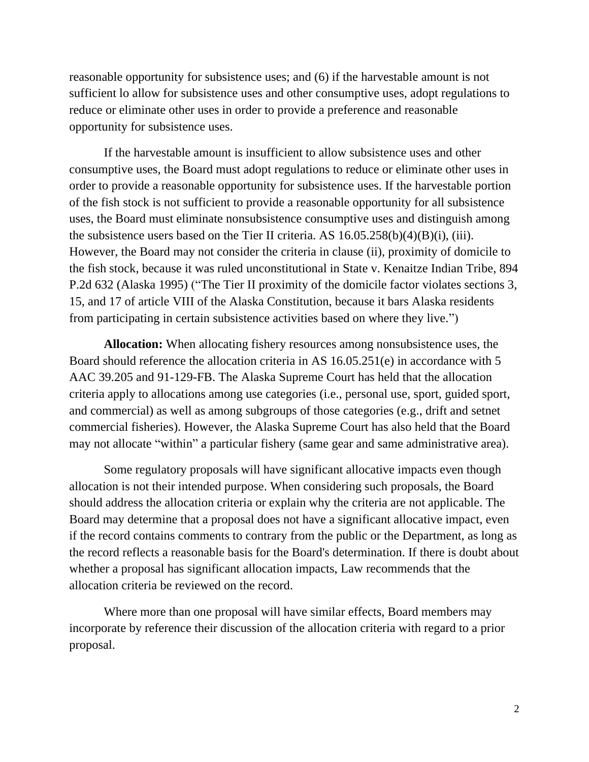reasonable opportunity for subsistence uses; and (6) if the harvestable amount is not sufficient lo allow for subsistence uses and other consumptive uses, adopt regulations to reduce or eliminate other uses in order to provide a preference and reasonable opportunity for subsistence uses.

If the harvestable amount is insufficient to allow subsistence uses and other consumptive uses, the Board must adopt regulations to reduce or eliminate other uses in order to provide a reasonable opportunity for subsistence uses. If the harvestable portion of the fish stock is not sufficient to provide a reasonable opportunity for all subsistence uses, the Board must eliminate nonsubsistence consumptive uses and distinguish among the subsistence users based on the Tier II criteria. AS 16.05.258(b)(4)(B)(i), (iii). However, the Board may not consider the criteria in clause (ii), proximity of domicile to the fish stock, because it was ruled unconstitutional in State v. Kenaitze Indian Tribe, 894 P.2d 632 (Alaska 1995) ("The Tier II proximity of the domicile factor violates sections 3, 15, and 17 of article VIII of the Alaska Constitution, because it bars Alaska residents from participating in certain subsistence activities based on where they live.")

**Allocation:** When allocating fishery resources among nonsubsistence uses, the Board should reference the allocation criteria in AS 16.05.251(e) in accordance with 5 AAC 39.205 and 91-129-FB. The Alaska Supreme Court has held that the allocation criteria apply to allocations among use categories (i.e., personal use, sport, guided sport, and commercial) as well as among subgroups of those categories (e.g., drift and setnet commercial fisheries). However, the Alaska Supreme Court has also held that the Board may not allocate "within" a particular fishery (same gear and same administrative area).

Some regulatory proposals will have significant allocative impacts even though allocation is not their intended purpose. When considering such proposals, the Board should address the allocation criteria or explain why the criteria are not applicable. The Board may determine that a proposal does not have a significant allocative impact, even if the record contains comments to contrary from the public or the Department, as long as the record reflects a reasonable basis for the Board's determination. If there is doubt about whether a proposal has significant allocation impacts, Law recommends that the allocation criteria be reviewed on the record.

Where more than one proposal will have similar effects, Board members may incorporate by reference their discussion of the allocation criteria with regard to a prior proposal.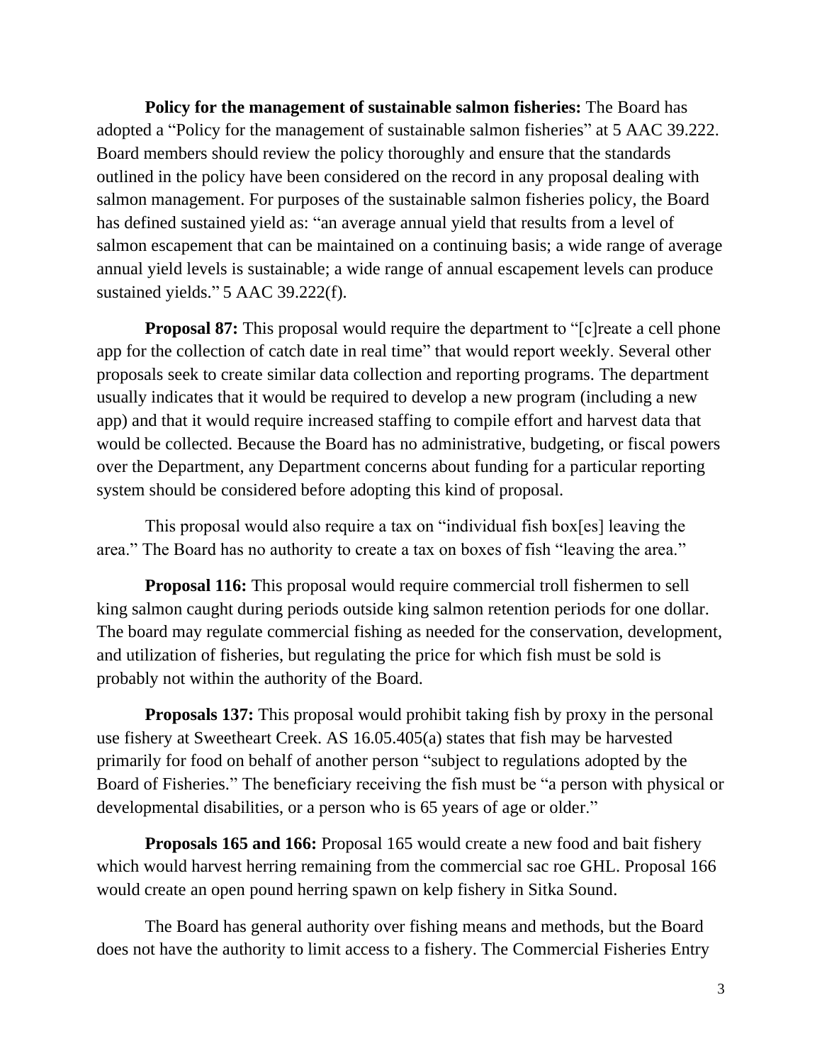**Policy for the management of sustainable salmon fisheries:** The Board has adopted a "Policy for the management of sustainable salmon fisheries" at 5 AAC 39.222. Board members should review the policy thoroughly and ensure that the standards outlined in the policy have been considered on the record in any proposal dealing with salmon management. For purposes of the sustainable salmon fisheries policy, the Board has defined sustained yield as: "an average annual yield that results from a level of salmon escapement that can be maintained on a continuing basis; a wide range of average annual yield levels is sustainable; a wide range of annual escapement levels can produce sustained yields." 5 AAC 39.222(f).

**Proposal 87:** This proposal would require the department to "[c]reate a cell phone app for the collection of catch date in real time" that would report weekly. Several other proposals seek to create similar data collection and reporting programs. The department usually indicates that it would be required to develop a new program (including a new app) and that it would require increased staffing to compile effort and harvest data that would be collected. Because the Board has no administrative, budgeting, or fiscal powers over the Department, any Department concerns about funding for a particular reporting system should be considered before adopting this kind of proposal.

This proposal would also require a tax on "individual fish box[es] leaving the area." The Board has no authority to create a tax on boxes of fish "leaving the area."

**Proposal 116:** This proposal would require commercial troll fishermen to sell king salmon caught during periods outside king salmon retention periods for one dollar. The board may regulate commercial fishing as needed for the conservation, development, and utilization of fisheries, but regulating the price for which fish must be sold is probably not within the authority of the Board.

**Proposals 137:** This proposal would prohibit taking fish by proxy in the personal use fishery at Sweetheart Creek. AS 16.05.405(a) states that fish may be harvested primarily for food on behalf of another person "subject to regulations adopted by the Board of Fisheries." The beneficiary receiving the fish must be "a person with physical or developmental disabilities, or a person who is 65 years of age or older."

**Proposals 165 and 166:** Proposal 165 would create a new food and bait fishery which would harvest herring remaining from the commercial sac roe GHL. Proposal 166 would create an open pound herring spawn on kelp fishery in Sitka Sound.

The Board has general authority over fishing means and methods, but the Board does not have the authority to limit access to a fishery. The Commercial Fisheries Entry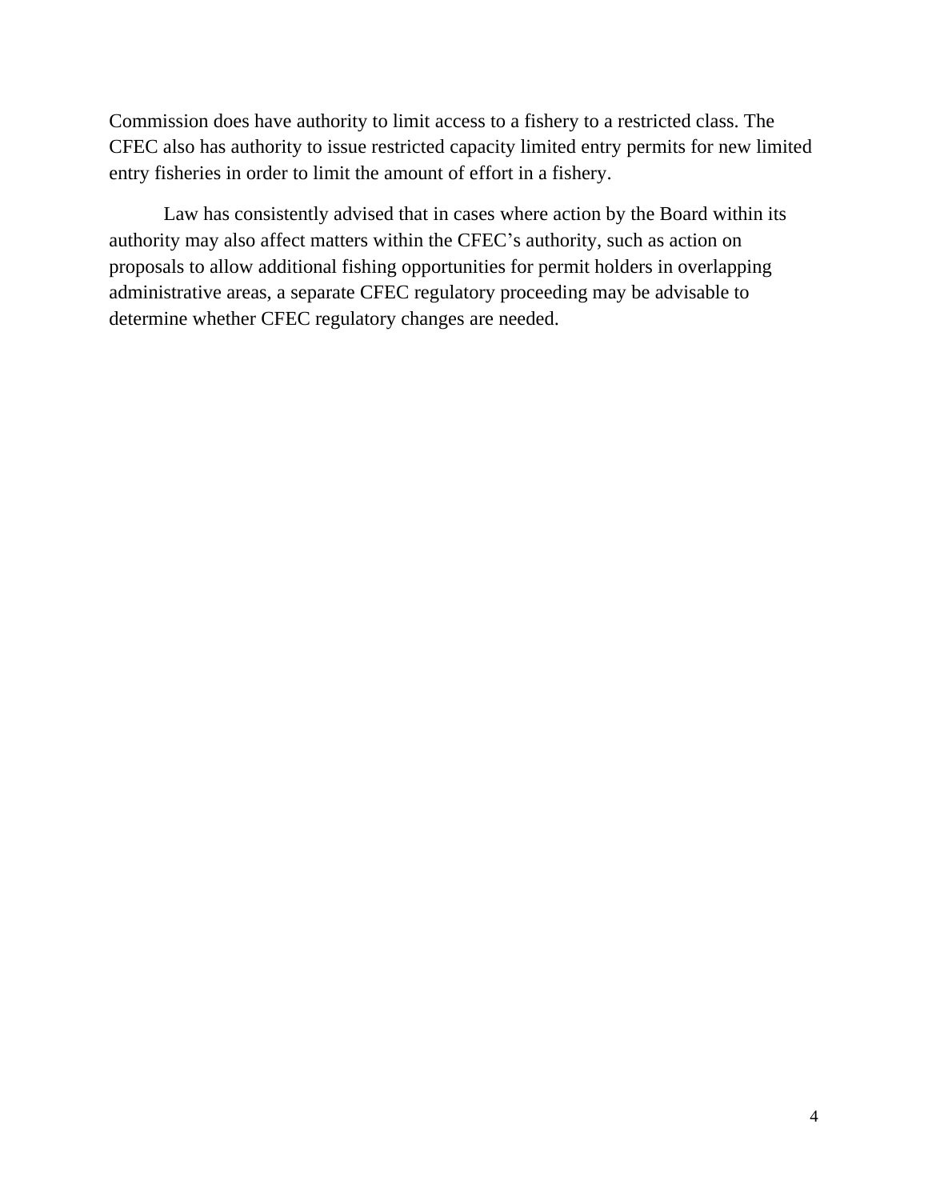Commission does have authority to limit access to a fishery to a restricted class. The CFEC also has authority to issue restricted capacity limited entry permits for new limited entry fisheries in order to limit the amount of effort in a fishery.

Law has consistently advised that in cases where action by the Board within its authority may also affect matters within the CFEC's authority, such as action on proposals to allow additional fishing opportunities for permit holders in overlapping administrative areas, a separate CFEC regulatory proceeding may be advisable to determine whether CFEC regulatory changes are needed.